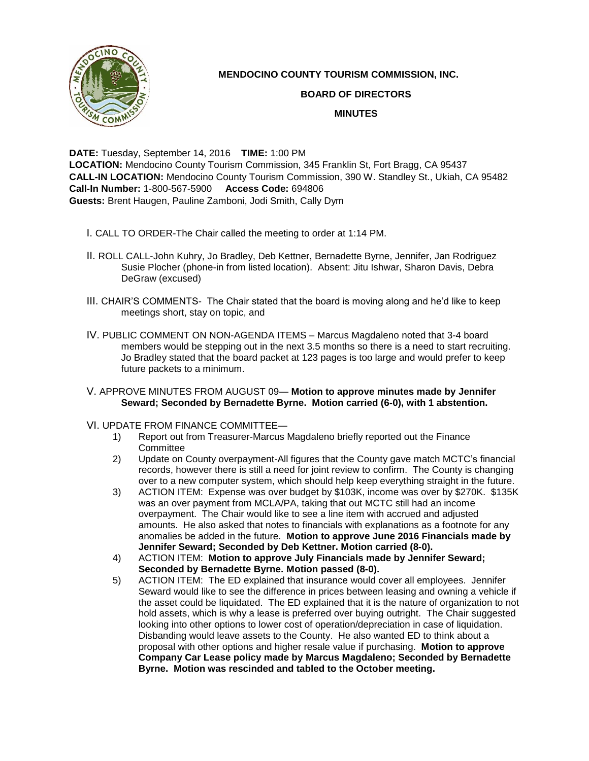# MENDOCINO COUNTY TOURISM COMMISSION, INC.

## BOARD OF DIRECTORS

## MINUTES

**DATE:** Tuesday, September 14, 2016 **TIME:** 1:00 PM
**LOCATION:** Mendocino County Tourism Commission, 345 Franklin St, Fort Bragg, CA 95437
**CALL-IN LOCATION:** Mendocino County Tourism Commission, 390 W. Standley St., Ukiah, CA 95482
**Call-In Number:** 1-800-567-5900 **Access Code:** 694806
**Guests:** Brent Haugen, Pauline Zamboni, Jodi Smith, Cally Dym

I. CALL TO ORDER-The Chair called the meeting to order at 1:14 PM.

II. ROLL CALL-John Kuhry, Jo Bradley, Deb Kettner, Bernadette Byrne, Jennifer, Jan Rodriguez Susie Plocher (phone-in from listed location). Absent: Jitu Ishwar, Sharon Davis, Debra DeGraw (excused)

III. CHAIR'S COMMENTS- The Chair stated that the board is moving along and he'd like to keep meetings short, stay on topic, and

IV. PUBLIC COMMENT ON NON-AGENDA ITEMS – Marcus Magdaleno noted that 3-4 board members would be stepping out in the next 3.5 months so there is a need to start recruiting. Jo Bradley stated that the board packet at 123 pages is too large and would prefer to keep future packets to a minimum.

V. APPROVE MINUTES FROM AUGUST 09— **Motion to approve minutes made by Jennifer Seward; Seconded by Bernadette Byrne. Motion carried (6-0), with 1 abstention.**

VI. UPDATE FROM FINANCE COMMITTEE—

1) Report out from Treasurer-Marcus Magdaleno briefly reported out the Finance Committee
2) Update on County overpayment-All figures that the County gave match MCTC's financial records, however there is still a need for joint review to confirm. The County is changing over to a new computer system, which should help keep everything straight in the future.
3) ACTION ITEM: Expense was over budget by $103K, income was over by $270K. $135K was an over payment from MCLA/PA, taking that out MCTC still had an income overpayment. The Chair would like to see a line item with accrued and adjusted amounts. He also asked that notes to financials with explanations as a footnote for any anomalies be added in the future. **Motion to approve June 2016 Financials made by Jennifer Seward; Seconded by Deb Kettner. Motion carried (8-0).**
4) ACTION ITEM: **Motion to approve July Financials made by Jennifer Seward; Seconded by Bernadette Byrne. Motion passed (8-0).**
5) ACTION ITEM: The ED explained that insurance would cover all employees. Jennifer Seward would like to see the difference in prices between leasing and owning a vehicle if the asset could be liquidated. The ED explained that it is the nature of organization to not hold assets, which is why a lease is preferred over buying outright. The Chair suggested looking into other options to lower cost of operation/depreciation in case of liquidation. Disbanding would leave assets to the County. He also wanted ED to think about a proposal with other options and higher resale value if purchasing. **Motion to approve Company Car Lease policy made by Marcus Magdaleno; Seconded by Bernadette Byrne. Motion was rescinded and tabled to the October meeting.**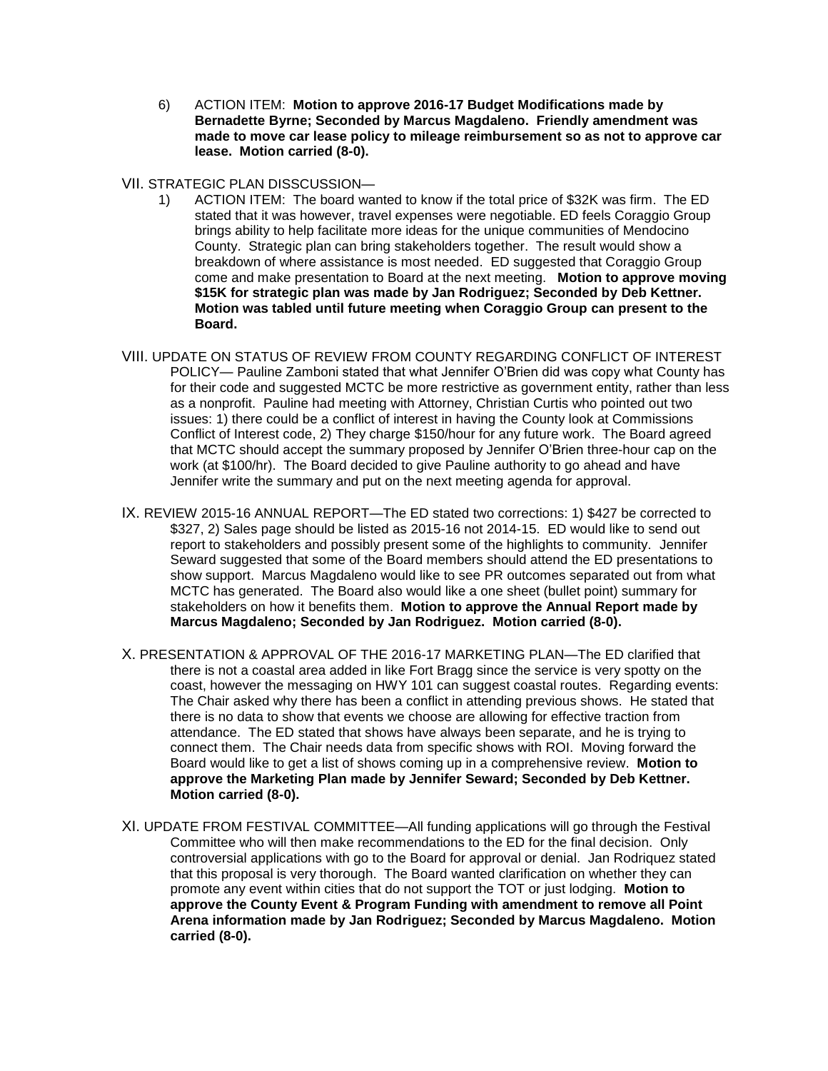6) ACTION ITEM: **Motion to approve 2016-17 Budget Modifications made by Bernadette Byrne; Seconded by Marcus Magdaleno. Friendly amendment was made to move car lease policy to mileage reimbursement so as not to approve car lease. Motion carried (8-0).**

VII. STRATEGIC PLAN DISSCUSSION—

1) ACTION ITEM: The board wanted to know if the total price of $32K was firm. The ED stated that it was however, travel expenses were negotiable. ED feels Coraggio Group brings ability to help facilitate more ideas for the unique communities of Mendocino County. Strategic plan can bring stakeholders together. The result would show a breakdown of where assistance is most needed. ED suggested that Coraggio Group come and make presentation to Board at the next meeting. **Motion to approve moving $15K for strategic plan was made by Jan Rodriguez; Seconded by Deb Kettner. Motion was tabled until future meeting when Coraggio Group can present to the Board.**

VIII. UPDATE ON STATUS OF REVIEW FROM COUNTY REGARDING CONFLICT OF INTEREST POLICY— Pauline Zamboni stated that what Jennifer O'Brien did was copy what County has for their code and suggested MCTC be more restrictive as government entity, rather than less as a nonprofit. Pauline had meeting with Attorney, Christian Curtis who pointed out two issues: 1) there could be a conflict of interest in having the County look at Commissions Conflict of Interest code, 2) They charge $150/hour for any future work. The Board agreed that MCTC should accept the summary proposed by Jennifer O'Brien three-hour cap on the work (at $100/hr). The Board decided to give Pauline authority to go ahead and have Jennifer write the summary and put on the next meeting agenda for approval.

IX. REVIEW 2015-16 ANNUAL REPORT—The ED stated two corrections: 1) $427 be corrected to $327, 2) Sales page should be listed as 2015-16 not 2014-15. ED would like to send out report to stakeholders and possibly present some of the highlights to community. Jennifer Seward suggested that some of the Board members should attend the ED presentations to show support. Marcus Magdaleno would like to see PR outcomes separated out from what MCTC has generated. The Board also would like a one sheet (bullet point) summary for stakeholders on how it benefits them. **Motion to approve the Annual Report made by Marcus Magdaleno; Seconded by Jan Rodriguez. Motion carried (8-0).**

X. PRESENTATION & APPROVAL OF THE 2016-17 MARKETING PLAN—The ED clarified that there is not a coastal area added in like Fort Bragg since the service is very spotty on the coast, however the messaging on HWY 101 can suggest coastal routes. Regarding events: The Chair asked why there has been a conflict in attending previous shows. He stated that there is no data to show that events we choose are allowing for effective traction from attendance. The ED stated that shows have always been separate, and he is trying to connect them. The Chair needs data from specific shows with ROI. Moving forward the Board would like to get a list of shows coming up in a comprehensive review. **Motion to approve the Marketing Plan made by Jennifer Seward; Seconded by Deb Kettner. Motion carried (8-0).**

XI. UPDATE FROM FESTIVAL COMMITTEE—All funding applications will go through the Festival Committee who will then make recommendations to the ED for the final decision. Only controversial applications with go to the Board for approval or denial. Jan Rodriquez stated that this proposal is very thorough. The Board wanted clarification on whether they can promote any event within cities that do not support the TOT or just lodging. **Motion to approve the County Event & Program Funding with amendment to remove all Point Arena information made by Jan Rodriguez; Seconded by Marcus Magdaleno. Motion carried (8-0).**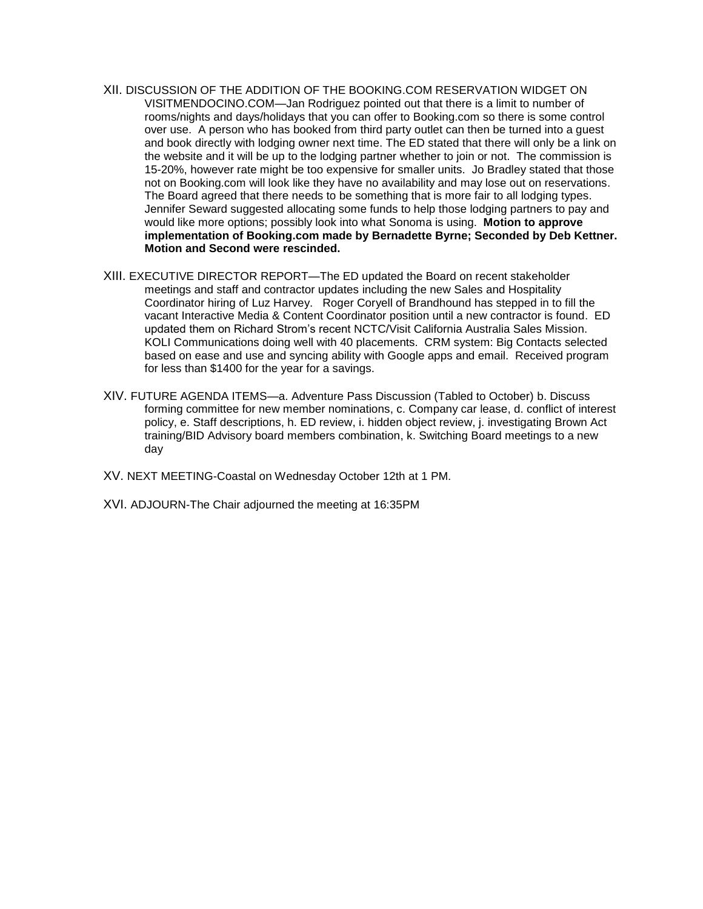XII. DISCUSSION OF THE ADDITION OF THE BOOKING.COM RESERVATION WIDGET ON VISITMENDOCINO.COM—Jan Rodriguez pointed out that there is a limit to number of rooms/nights and days/holidays that you can offer to Booking.com so there is some control over use. A person who has booked from third party outlet can then be turned into a guest and book directly with lodging owner next time. The ED stated that there will only be a link on the website and it will be up to the lodging partner whether to join or not. The commission is 15-20%, however rate might be too expensive for smaller units. Jo Bradley stated that those not on Booking.com will look like they have no availability and may lose out on reservations. The Board agreed that there needs to be something that is more fair to all lodging types. Jennifer Seward suggested allocating some funds to help those lodging partners to pay and would like more options; possibly look into what Sonoma is using. **Motion to approve implementation of Booking.com made by Bernadette Byrne; Seconded by Deb Kettner. Motion and Second were rescinded.**

XIII. EXECUTIVE DIRECTOR REPORT—The ED updated the Board on recent stakeholder meetings and staff and contractor updates including the new Sales and Hospitality Coordinator hiring of Luz Harvey. Roger Coryell of Brandhound has stepped in to fill the vacant Interactive Media & Content Coordinator position until a new contractor is found. ED updated them on Richard Strom's recent NCTC/Visit California Australia Sales Mission. KOLI Communications doing well with 40 placements. CRM system: Big Contacts selected based on ease and use and syncing ability with Google apps and email. Received program for less than $1400 for the year for a savings.

XIV. FUTURE AGENDA ITEMS—a. Adventure Pass Discussion (Tabled to October) b. Discuss forming committee for new member nominations, c. Company car lease, d. conflict of interest policy, e. Staff descriptions, h. ED review, i. hidden object review, j. investigating Brown Act training/BID Advisory board members combination, k. Switching Board meetings to a new day

XV. NEXT MEETING-Coastal on Wednesday October 12th at 1 PM.

XVI. ADJOURN-The Chair adjourned the meeting at 16:35PM